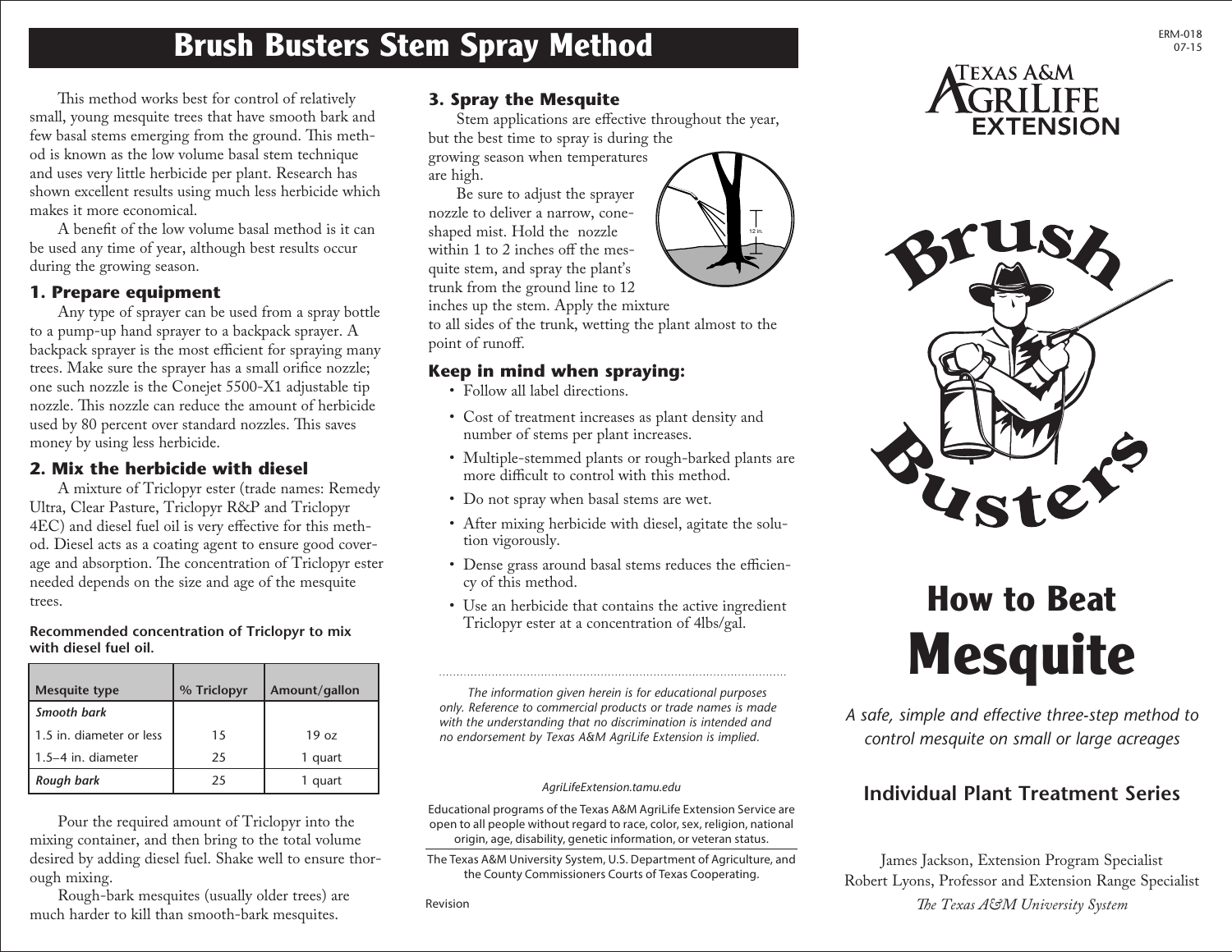# Brush Busters Stem Spray Method

This method works best for control of relatively small, young mesquite trees that have smooth bark and few basal stems emerging from the ground. This method is known as the low volume basal stem technique and uses very little herbicide per plant. Research has shown excellent results using much less herbicide which makes it more economical.

A benefit of the low volume basal method is it can be used any time of year, although best results occur during the growing season.

## 1. Prepare equipment

Any type of sprayer can be used from a spray bottle to a pump-up hand sprayer to a backpack sprayer. A backpack sprayer is the most efficient for spraying many trees. Make sure the sprayer has a small orifice nozzle; one such nozzle is the Conejet 5500-X1 adjustable tip nozzle. This nozzle can reduce the amount of herbicide used by 80 percent over standard nozzles. This saves money by using less herbicide.

## 2. Mix the herbicide with diesel

A mixture of Triclopyr ester (trade names: Remedy Ultra, Clear Pasture, Triclopyr R&P and Triclopyr 4EC) and diesel fuel oil is very effective for this method. Diesel acts as a coating agent to ensure good coverage and absorption. The concentration of Triclopyr ester needed depends on the size and age of the mesquite trees.

**Recommended concentration of Triclopyr to mix with diesel fuel oil.**

| Mesquite type | % Triclopyr | Amount/gallon |
|---|---|---|
| *Smooth bark* | | |
| 1.5 in. diameter or less | 15 | 19 oz |
| 1.5–4 in. diameter | 25 | 1 quart |
| ***Rough bark*** | 25 | 1 quart |

Pour the required amount of Triclopyr into the mixing container, and then bring to the total volume desired by adding diesel fuel. Shake well to ensure thorough mixing.

Rough-bark mesquites (usually older trees) are much harder to kill than smooth-bark mesquites.

## 3. Spray the Mesquite

Stem applications are effective throughout the year, but the best time to spray is during the growing season when temperatures are high.

Be sure to adjust the sprayer nozzle to deliver a narrow, cone-shaped mist. Hold the nozzle within 1 to 2 inches off the mesquite stem, and spray the plant's trunk from the ground line to 12 inches up the stem. Apply the mixture to all sides of the trunk, wetting the plant almost to the point of runoff.

## Keep in mind when spraying:

- Follow all label directions.
- Cost of treatment increases as plant density and number of stems per plant increases.
- Multiple-stemmed plants or rough-barked plants are more difficult to control with this method.
- Do not spray when basal stems are wet.
- After mixing herbicide with diesel, agitate the solution vigorously.
- Dense grass around basal stems reduces the efficiency of this method.
- Use an herbicide that contains the active ingredient Triclopyr ester at a concentration of 4lbs/gal.

*The information given herein is for educational purposes only. Reference to commercial products or trade names is made with the understanding that no discrimination is intended and no endorsement by Texas A&M AgriLife Extension is implied.*

*AgriLifeExtension.tamu.edu*

Educational programs of the Texas A&M AgriLife Extension Service are open to all people without regard to race, color, sex, religion, national origin, age, disability, genetic information, or veteran status.

The Texas A&M University System, U.S. Department of Agriculture, and the County Commissioners Courts of Texas Cooperating.

Revision

ERM-018
07-15

Texas A&M AgriLife Extension

Brush Busters

# How to Beat Mesquite

*A safe, simple and effective three-step method to control mesquite on small or large acreages*

## Individual Plant Treatment Series

James Jackson, Extension Program Specialist
Robert Lyons, Professor and Extension Range Specialist
*The Texas A&M University System*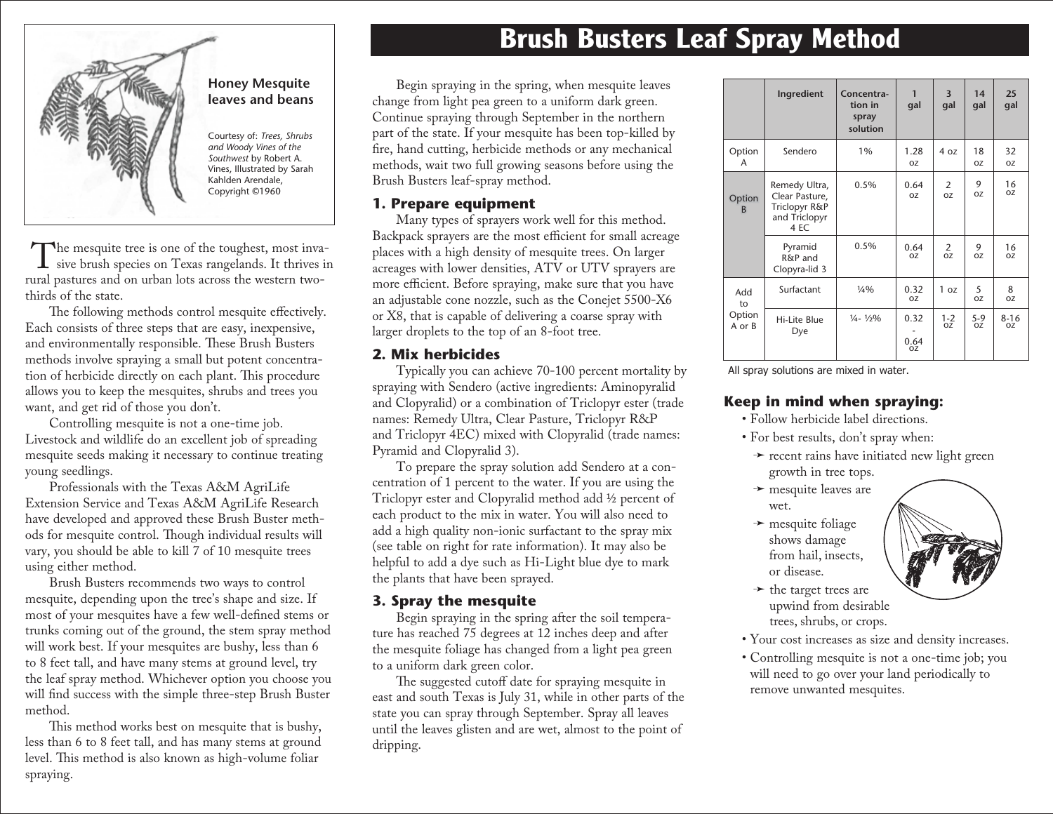Honey Mesquite leaves and beans

Courtesy of: *Trees, Shrubs and Woody Vines of the Southwest* by Robert A. Vines, Illustrated by Sarah Kahlden Arendale, Copyright ©1960

The mesquite tree is one of the toughest, most invasive brush species on Texas rangelands. It thrives in rural pastures and on urban lots across the western two-thirds of the state.

The following methods control mesquite effectively. Each consists of three steps that are easy, inexpensive, and environmentally responsible. These Brush Busters methods involve spraying a small but potent concentration of herbicide directly on each plant. This procedure allows you to keep the mesquites, shrubs and trees you want, and get rid of those you don't.

Controlling mesquite is not a one-time job. Livestock and wildlife do an excellent job of spreading mesquite seeds making it necessary to continue treating young seedlings.

Professionals with the Texas A&M AgriLife Extension Service and Texas A&M AgriLife Research have developed and approved these Brush Buster methods for mesquite control. Though individual results will vary, you should be able to kill 7 of 10 mesquite trees using either method.

Brush Busters recommends two ways to control mesquite, depending upon the tree's shape and size. If most of your mesquites have a few well-defined stems or trunks coming out of the ground, the stem spray method will work best. If your mesquites are bushy, less than 6 to 8 feet tall, and have many stems at ground level, try the leaf spray method. Whichever option you choose you will find success with the simple three-step Brush Buster method.

This method works best on mesquite that is bushy, less than 6 to 8 feet tall, and has many stems at ground level. This method is also known as high-volume foliar spraying.

# Brush Busters Leaf Spray Method

Begin spraying in the spring, when mesquite leaves change from light pea green to a uniform dark green. Continue spraying through September in the northern part of the state. If your mesquite has been top-killed by fire, hand cutting, herbicide methods or any mechanical methods, wait two full growing seasons before using the Brush Busters leaf-spray method.

## 1. Prepare equipment

Many types of sprayers work well for this method. Backpack sprayers are the most efficient for small acreage places with a high density of mesquite trees. On larger acreages with lower densities, ATV or UTV sprayers are more efficient. Before spraying, make sure that you have an adjustable cone nozzle, such as the Conejet 5500-X6 or X8, that is capable of delivering a coarse spray with larger droplets to the top of an 8-foot tree.

## 2. Mix herbicides

Typically you can achieve 70-100 percent mortality by spraying with Sendero (active ingredients: Aminopyralid and Clopyralid) or a combination of Triclopyr ester (trade names: Remedy Ultra, Clear Pasture, Triclopyr R&P and Triclopyr 4EC) mixed with Clopyralid (trade names: Pyramid and Clopyralid 3).

To prepare the spray solution add Sendero at a concentration of 1 percent to the water. If you are using the Triclopyr ester and Clopyralid method add ½ percent of each product to the mix in water. You will also need to add a high quality non-ionic surfactant to the spray mix (see table on right for rate information). It may also be helpful to add a dye such as Hi-Light blue dye to mark the plants that have been sprayed.

## 3. Spray the mesquite

Begin spraying in the spring after the soil temperature has reached 75 degrees at 12 inches deep and after the mesquite foliage has changed from a light pea green to a uniform dark green color.

The suggested cutoff date for spraying mesquite in east and south Texas is July 31, while in other parts of the state you can spray through September. Spray all leaves until the leaves glisten and are wet, almost to the point of dripping.

| | Ingredient | Concentration in spray solution | 1 gal | 3 gal | 14 gal | 25 gal |
|---|---|---|---|---|---|---|
| Option A | Sendero | 1% | 1.28 oz | 4 oz | 18 oz | 32 oz |
| Option B | Remedy Ultra, Clear Pasture, Triclopyr R&P and Triclopyr 4 EC | 0.5% | 0.64 oz | 2 oz | 9 oz | 16 oz |
| | Pyramid R&P and Clopyra-lid 3 | 0.5% | 0.64 oz | 2 oz | 9 oz | 16 oz |
| Add to Option A or B | Surfactant | ¼% | 0.32 oz | 1 oz | 5 oz | 8 oz |
| | Hi-Lite Blue Dye | ¼- ½% | 0.32 - 0.64 oz | 1-2 oz | 5-9 oz | 8-16 oz |

All spray solutions are mixed in water.

## Keep in mind when spraying:

- Follow herbicide label directions.
- For best results, don't spray when:
  - recent rains have initiated new light green growth in tree tops.
  - mesquite leaves are wet.
  - mesquite foliage shows damage from hail, insects, or disease.
  - the target trees are upwind from desirable trees, shrubs, or crops.
- Your cost increases as size and density increases.
- Controlling mesquite is not a one-time job; you will need to go over your land periodically to remove unwanted mesquites.